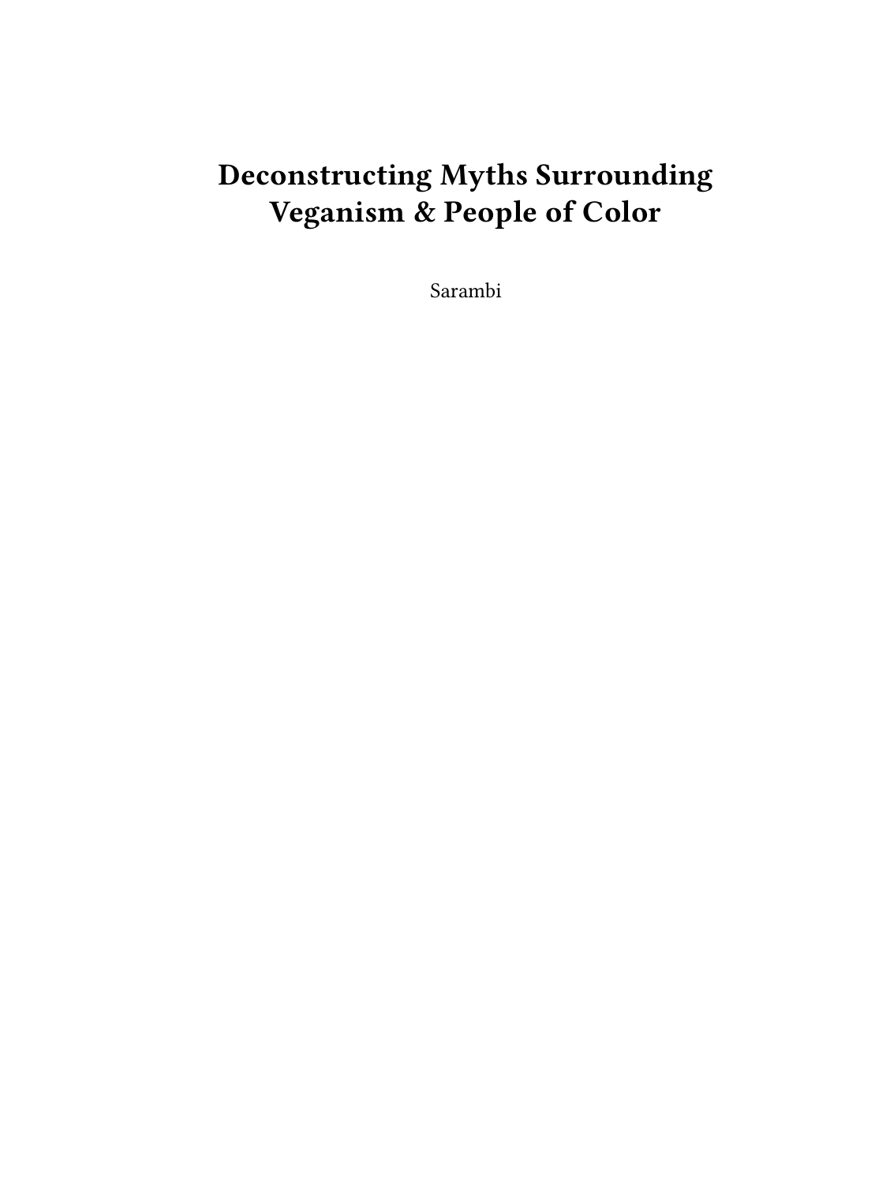# Deconstructing Myths Surrounding Veganism & People of Color

Sarambi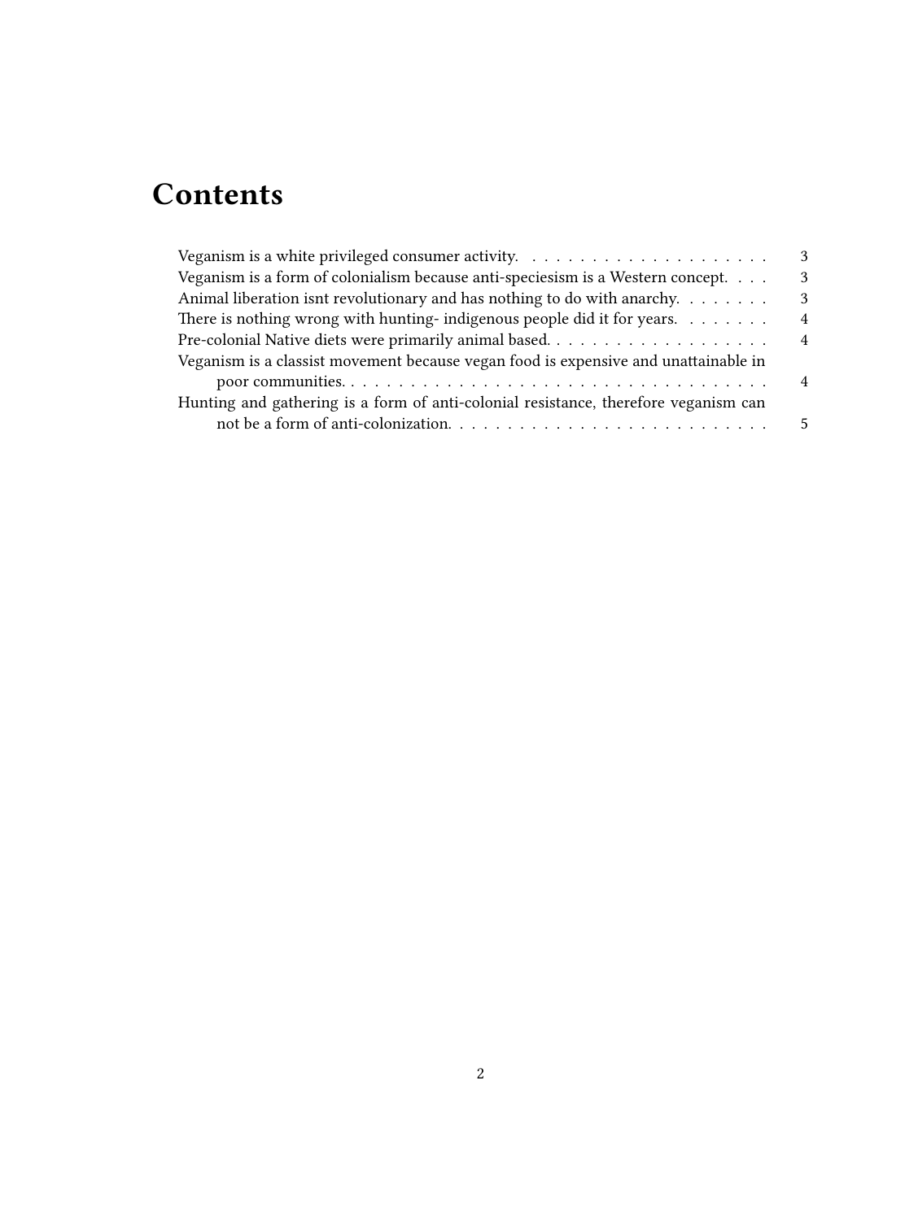# Contents

- Veganism is a white privileged consumer activity. 3
- Veganism is a form of colonialism because anti-speciesism is a Western concept. 3
- Animal liberation isnt revolutionary and has nothing to do with anarchy. 3
- There is nothing wrong with hunting- indigenous people did it for years. 4
- Pre-colonial Native diets were primarily animal based. 4
- Veganism is a classist movement because vegan food is expensive and unattainable in poor communities. 4
- Hunting and gathering is a form of anti-colonial resistance, therefore veganism can not be a form of anti-colonization. 5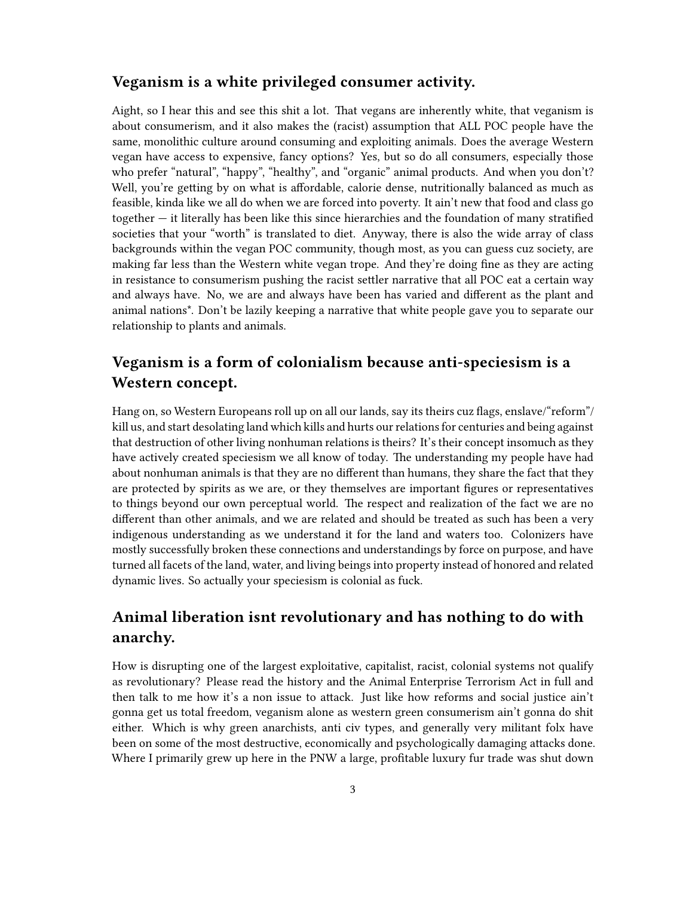## Veganism is a white privileged consumer activity.

Aight, so I hear this and see this shit a lot. That vegans are inherently white, that veganism is about consumerism, and it also makes the (racist) assumption that ALL POC people have the same, monolithic culture around consuming and exploiting animals. Does the average Western vegan have access to expensive, fancy options? Yes, but so do all consumers, especially those who prefer "natural", "happy", "healthy", and "organic" animal products. And when you don't? Well, you're getting by on what is affordable, calorie dense, nutritionally balanced as much as feasible, kinda like we all do when we are forced into poverty. It ain't new that food and class go together — it literally has been like this since hierarchies and the foundation of many stratified societies that your "worth" is translated to diet. Anyway, there is also the wide array of class backgrounds within the vegan POC community, though most, as you can guess cuz society, are making far less than the Western white vegan trope. And they're doing fine as they are acting in resistance to consumerism pushing the racist settler narrative that all POC eat a certain way and always have. No, we are and always have been has varied and different as the plant and animal nations*. Don't be lazily keeping a narrative that white people gave you to separate our relationship to plants and animals.

## Veganism is a form of colonialism because anti-speciesism is a Western concept.

Hang on, so Western Europeans roll up on all our lands, say its theirs cuz flags, enslave/"reform"/kill us, and start desolating land which kills and hurts our relations for centuries and being against that destruction of other living nonhuman relations is theirs? It's their concept insomuch as they have actively created speciesism we all know of today. The understanding my people have had about nonhuman animals is that they are no different than humans, they share the fact that they are protected by spirits as we are, or they themselves are important figures or representatives to things beyond our own perceptual world. The respect and realization of the fact we are no different than other animals, and we are related and should be treated as such has been a very indigenous understanding as we understand it for the land and waters too. Colonizers have mostly successfully broken these connections and understandings by force on purpose, and have turned all facets of the land, water, and living beings into property instead of honored and related dynamic lives. So actually your speciesism is colonial as fuck.

## Animal liberation isnt revolutionary and has nothing to do with anarchy.

How is disrupting one of the largest exploitative, capitalist, racist, colonial systems not qualify as revolutionary? Please read the history and the Animal Enterprise Terrorism Act in full and then talk to me how it's a non issue to attack. Just like how reforms and social justice ain't gonna get us total freedom, veganism alone as western green consumerism ain't gonna do shit either. Which is why green anarchists, anti civ types, and generally very militant folx have been on some of the most destructive, economically and psychologically damaging attacks done. Where I primarily grew up here in the PNW a large, profitable luxury fur trade was shut down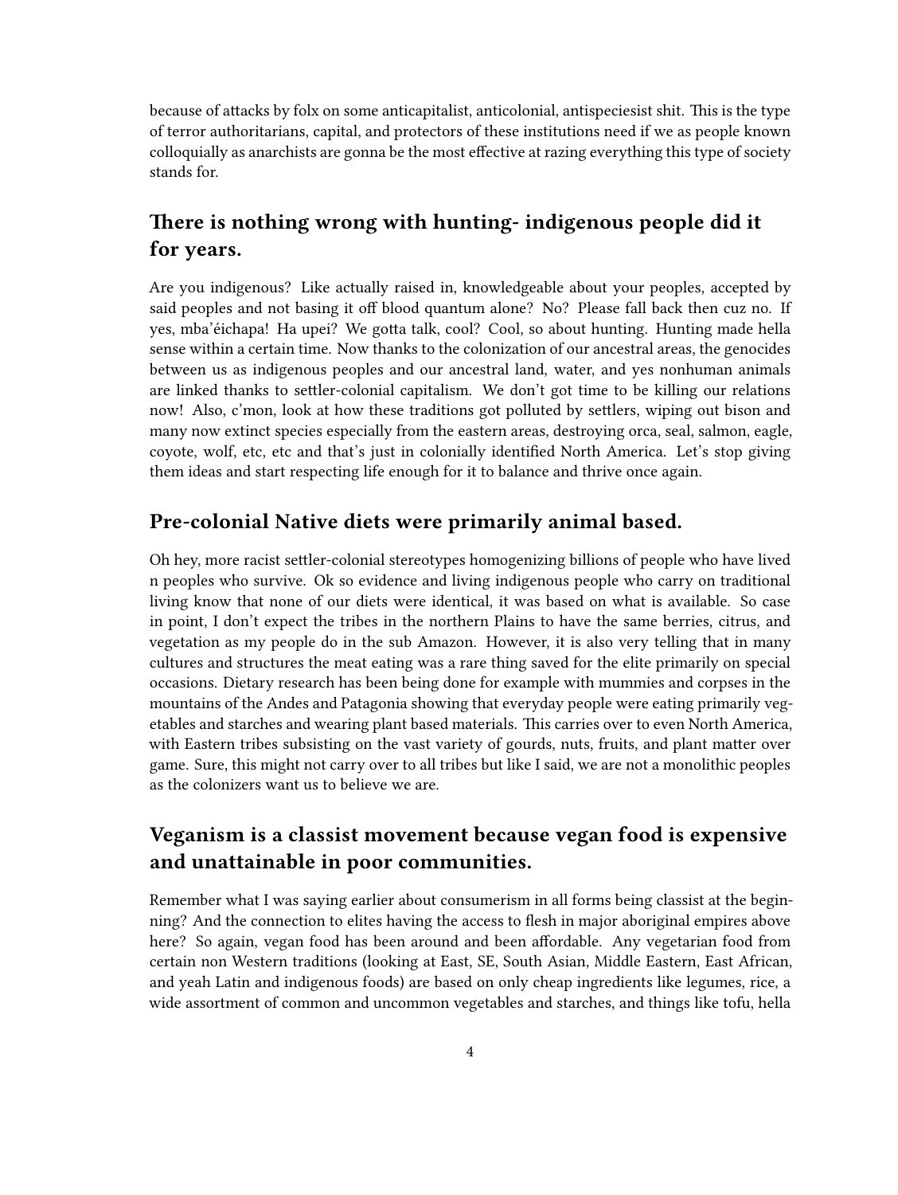because of attacks by folx on some anticapitalist, anticolonial, antispeciesist shit. This is the type of terror authoritarians, capital, and protectors of these institutions need if we as people known colloquially as anarchists are gonna be the most effective at razing everything this type of society stands for.

## There is nothing wrong with hunting- indigenous people did it for years.

Are you indigenous? Like actually raised in, knowledgeable about your peoples, accepted by said peoples and not basing it off blood quantum alone? No? Please fall back then cuz no. If yes, mba'éichapa! Ha upei? We gotta talk, cool? Cool, so about hunting. Hunting made hella sense within a certain time. Now thanks to the colonization of our ancestral areas, the genocides between us as indigenous peoples and our ancestral land, water, and yes nonhuman animals are linked thanks to settler-colonial capitalism. We don't got time to be killing our relations now! Also, c'mon, look at how these traditions got polluted by settlers, wiping out bison and many now extinct species especially from the eastern areas, destroying orca, seal, salmon, eagle, coyote, wolf, etc, etc and that's just in colonially identified North America. Let's stop giving them ideas and start respecting life enough for it to balance and thrive once again.

## Pre-colonial Native diets were primarily animal based.

Oh hey, more racist settler-colonial stereotypes homogenizing billions of people who have lived n peoples who survive. Ok so evidence and living indigenous people who carry on traditional living know that none of our diets were identical, it was based on what is available. So case in point, I don't expect the tribes in the northern Plains to have the same berries, citrus, and vegetation as my people do in the sub Amazon. However, it is also very telling that in many cultures and structures the meat eating was a rare thing saved for the elite primarily on special occasions. Dietary research has been being done for example with mummies and corpses in the mountains of the Andes and Patagonia showing that everyday people were eating primarily vegetables and starches and wearing plant based materials. This carries over to even North America, with Eastern tribes subsisting on the vast variety of gourds, nuts, fruits, and plant matter over game. Sure, this might not carry over to all tribes but like I said, we are not a monolithic peoples as the colonizers want us to believe we are.

## Veganism is a classist movement because vegan food is expensive and unattainable in poor communities.

Remember what I was saying earlier about consumerism in all forms being classist at the beginning? And the connection to elites having the access to flesh in major aboriginal empires above here? So again, vegan food has been around and been affordable. Any vegetarian food from certain non Western traditions (looking at East, SE, South Asian, Middle Eastern, East African, and yeah Latin and indigenous foods) are based on only cheap ingredients like legumes, rice, a wide assortment of common and uncommon vegetables and starches, and things like tofu, hella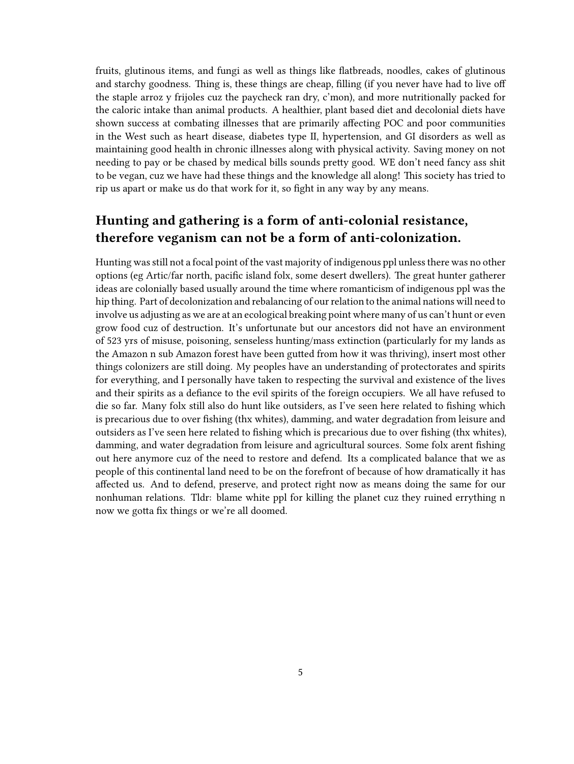fruits, glutinous items, and fungi as well as things like flatbreads, noodles, cakes of glutinous and starchy goodness. Thing is, these things are cheap, filling (if you never have had to live off the staple arroz y frijoles cuz the paycheck ran dry, c'mon), and more nutritionally packed for the caloric intake than animal products. A healthier, plant based diet and decolonial diets have shown success at combating illnesses that are primarily affecting POC and poor communities in the West such as heart disease, diabetes type II, hypertension, and GI disorders as well as maintaining good health in chronic illnesses along with physical activity. Saving money on not needing to pay or be chased by medical bills sounds pretty good. WE don't need fancy ass shit to be vegan, cuz we have had these things and the knowledge all along! This society has tried to rip us apart or make us do that work for it, so fight in any way by any means.

## Hunting and gathering is a form of anti-colonial resistance, therefore veganism can not be a form of anti-colonization.

Hunting was still not a focal point of the vast majority of indigenous ppl unless there was no other options (eg Artic/far north, pacific island folx, some desert dwellers). The great hunter gatherer ideas are colonially based usually around the time where romanticism of indigenous ppl was the hip thing. Part of decolonization and rebalancing of our relation to the animal nations will need to involve us adjusting as we are at an ecological breaking point where many of us can't hunt or even grow food cuz of destruction. It's unfortunate but our ancestors did not have an environment of 523 yrs of misuse, poisoning, senseless hunting/mass extinction (particularly for my lands as the Amazon n sub Amazon forest have been gutted from how it was thriving), insert most other things colonizers are still doing. My peoples have an understanding of protectorates and spirits for everything, and I personally have taken to respecting the survival and existence of the lives and their spirits as a defiance to the evil spirits of the foreign occupiers. We all have refused to die so far. Many folx still also do hunt like outsiders, as I've seen here related to fishing which is precarious due to over fishing (thx whites), damming, and water degradation from leisure and outsiders as I've seen here related to fishing which is precarious due to over fishing (thx whites), damming, and water degradation from leisure and agricultural sources. Some folx arent fishing out here anymore cuz of the need to restore and defend. Its a complicated balance that we as people of this continental land need to be on the forefront of because of how dramatically it has affected us. And to defend, preserve, and protect right now as means doing the same for our nonhuman relations. Tldr: blame white ppl for killing the planet cuz they ruined errything n now we gotta fix things or we're all doomed.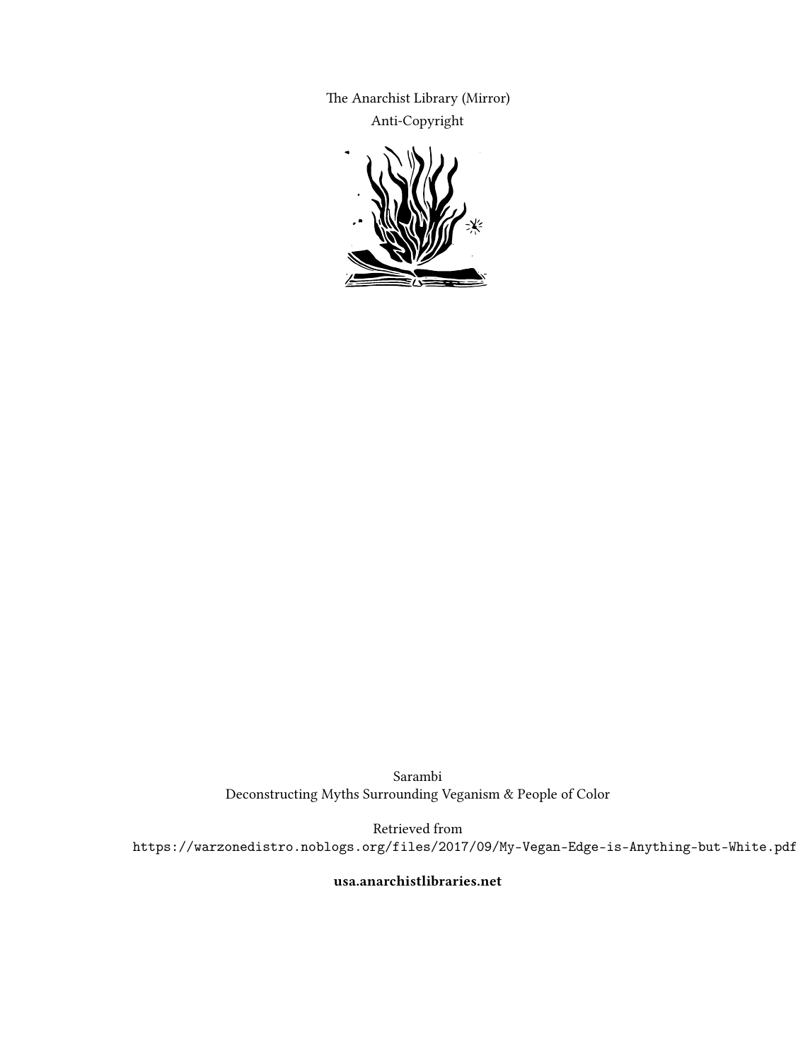The Anarchist Library (Mirror)
Anti-Copyright

Sarambi
Deconstructing Myths Surrounding Veganism & People of Color

Retrieved from
https://warzonedistro.noblogs.org/files/2017/09/My-Vegan-Edge-is-Anything-but-White.pdf

**usa.anarchistlibraries.net**